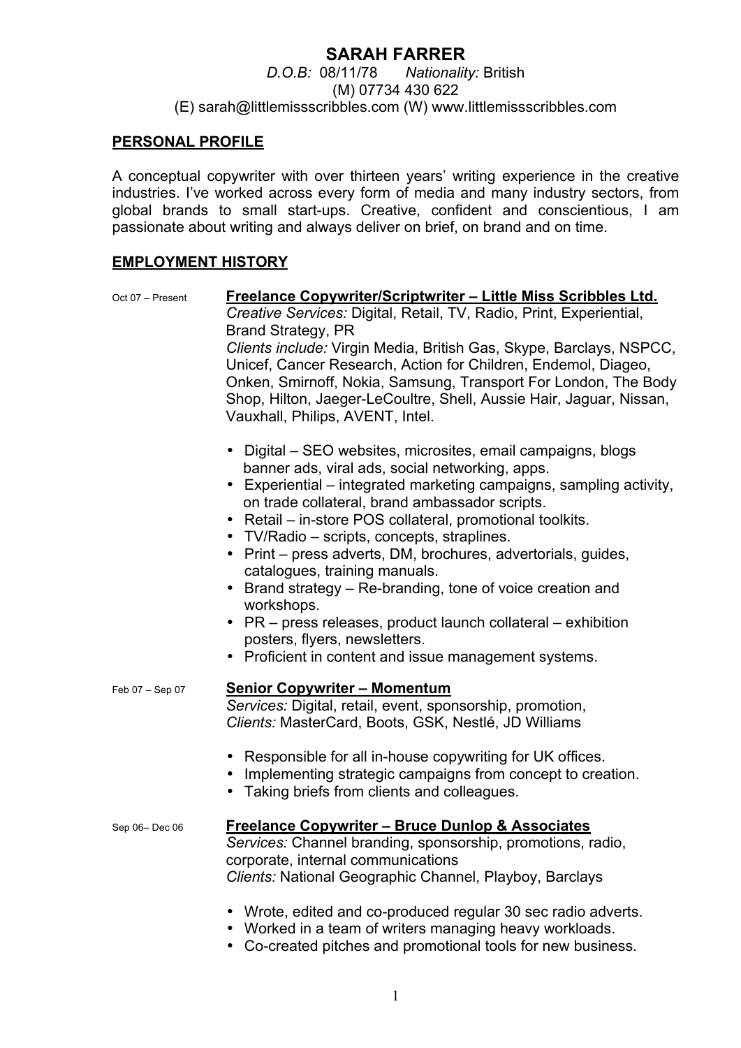# SARAH FARRER

*D.O.B:* 08/11/78 *Nationality:* British
(M) 07734 430 622
(E) sarah@littlemissscribbles.com (W) www.littlemissscribbles.com

## PERSONAL PROFILE

A conceptual copywriter with over thirteen years' writing experience in the creative industries. I've worked across every form of media and many industry sectors, from global brands to small start-ups. Creative, confident and conscientious, I am passionate about writing and always deliver on brief, on brand and on time.

## EMPLOYMENT HISTORY

Oct 07 – Present

### Freelance Copywriter/Scriptwriter – Little Miss Scribbles Ltd.

*Creative Services:* Digital, Retail, TV, Radio, Print, Experiential, Brand Strategy, PR
*Clients include:* Virgin Media, British Gas, Skype, Barclays, NSPCC, Unicef, Cancer Research, Action for Children, Endemol, Diageo, Onken, Smirnoff, Nokia, Samsung, Transport For London, The Body Shop, Hilton, Jaeger-LeCoultre, Shell, Aussie Hair, Jaguar, Nissan, Vauxhall, Philips, AVENT, Intel.

- Digital – SEO websites, microsites, email campaigns, blogs banner ads, viral ads, social networking, apps.
- Experiential – integrated marketing campaigns, sampling activity, on trade collateral, brand ambassador scripts.
- Retail – in-store POS collateral, promotional toolkits.
- TV/Radio – scripts, concepts, straplines.
- Print – press adverts, DM, brochures, advertorials, guides, catalogues, training manuals.
- Brand strategy – Re-branding, tone of voice creation and workshops.
- PR – press releases, product launch collateral – exhibition posters, flyers, newsletters.
- Proficient in content and issue management systems.

Feb 07 – Sep 07

### Senior Copywriter – Momentum

*Services:* Digital, retail, event, sponsorship, promotion,
*Clients:* MasterCard, Boots, GSK, Nestlé, JD Williams

- Responsible for all in-house copywriting for UK offices.
- Implementing strategic campaigns from concept to creation.
- Taking briefs from clients and colleagues.

Sep 06– Dec 06

### Freelance Copywriter – Bruce Dunlop & Associates

*Services:* Channel branding, sponsorship, promotions, radio, corporate, internal communications
*Clients:* National Geographic Channel, Playboy, Barclays

- Wrote, edited and co-produced regular 30 sec radio adverts.
- Worked in a team of writers managing heavy workloads.
- Co-created pitches and promotional tools for new business.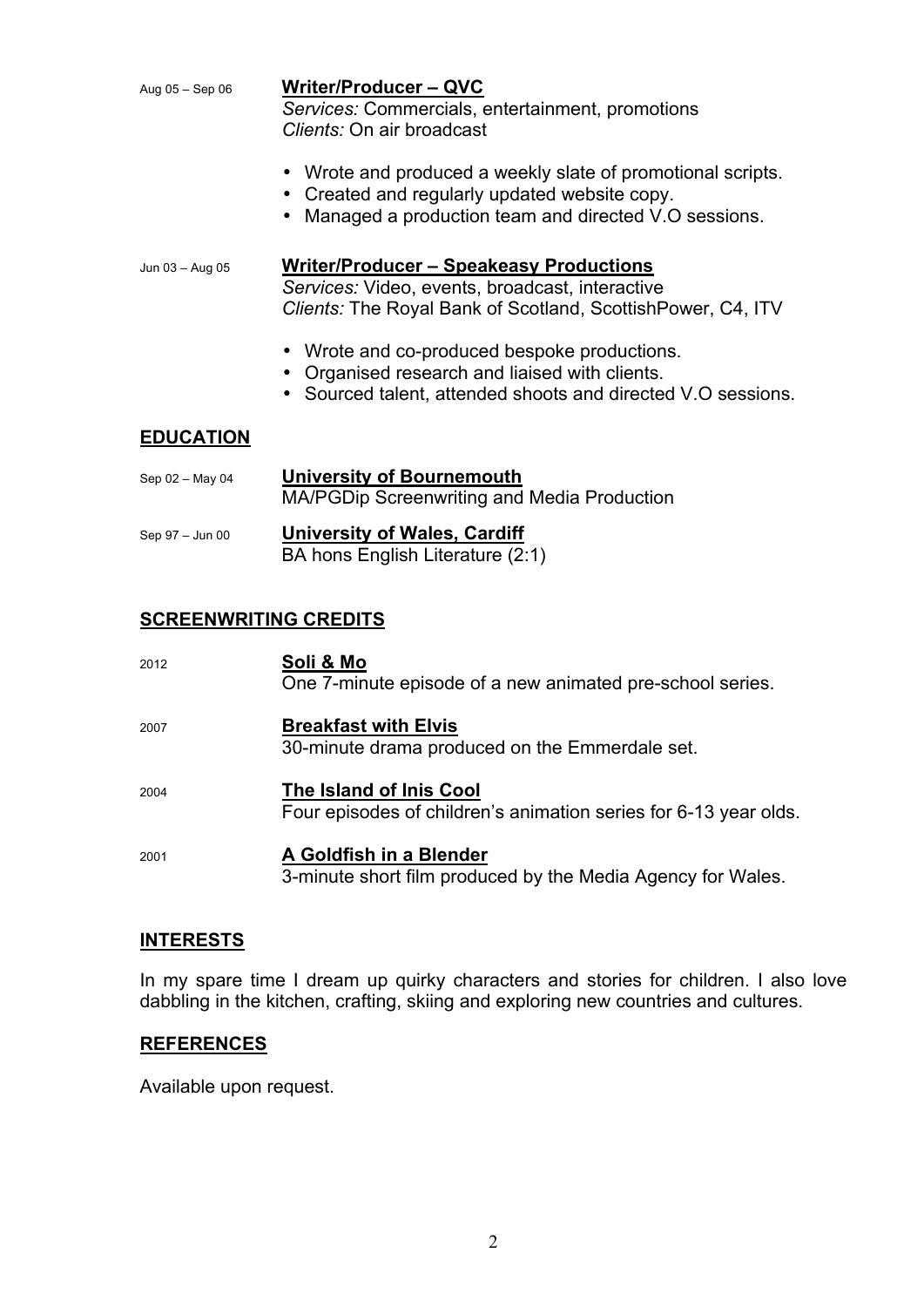Aug 05 – Sep 06 **Writer/Producer – QVC**
*Services:* Commercials, entertainment, promotions
*Clients:* On air broadcast

- Wrote and produced a weekly slate of promotional scripts.
- Created and regularly updated website copy.
- Managed a production team and directed V.O sessions.

Jun 03 – Aug 05 **Writer/Producer – Speakeasy Productions**
*Services:* Video, events, broadcast, interactive
*Clients:* The Royal Bank of Scotland, ScottishPower, C4, ITV

- Wrote and co-produced bespoke productions.
- Organised research and liaised with clients.
- Sourced talent, attended shoots and directed V.O sessions.

## EDUCATION

Sep 02 – May 04 **University of Bournemouth**
MA/PGDip Screenwriting and Media Production

Sep 97 – Jun 00 **University of Wales, Cardiff**
BA hons English Literature (2:1)

## SCREENWRITING CREDITS

2012 **Soli & Mo**
One 7-minute episode of a new animated pre-school series.

2007 **Breakfast with Elvis**
30-minute drama produced on the Emmerdale set.

2004 **The Island of Inis Cool**
Four episodes of children's animation series for 6-13 year olds.

2001 **A Goldfish in a Blender**
3-minute short film produced by the Media Agency for Wales.

## INTERESTS

In my spare time I dream up quirky characters and stories for children. I also love dabbling in the kitchen, crafting, skiing and exploring new countries and cultures.

## REFERENCES

Available upon request.